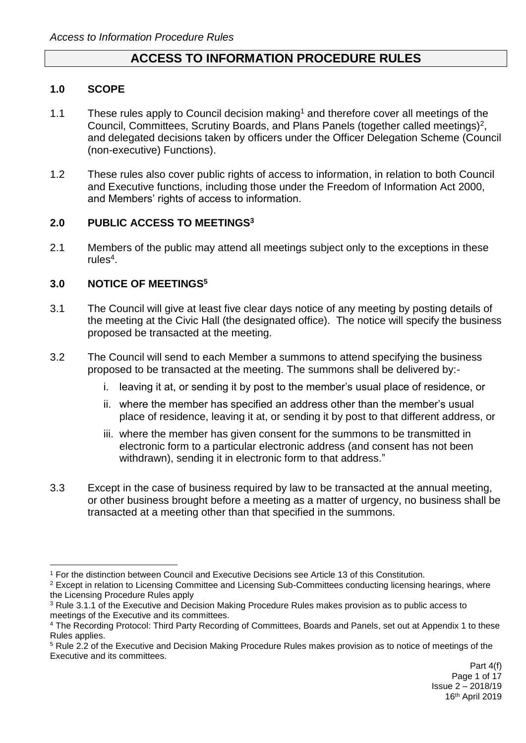# ACCESS TO INFORMATION PROCEDURE RULES

## 1.0 SCOPE

1.1 These rules apply to Council decision making[1] and therefore cover all meetings of the Council, Committees, Scrutiny Boards, and Plans Panels (together called meetings)[2], and delegated decisions taken by officers under the Officer Delegation Scheme (Council (non-executive) Functions).

1.2 These rules also cover public rights of access to information, in relation to both Council and Executive functions, including those under the Freedom of Information Act 2000, and Members' rights of access to information.

## 2.0 PUBLIC ACCESS TO MEETINGS[3]

2.1 Members of the public may attend all meetings subject only to the exceptions in these rules[4].

## 3.0 NOTICE OF MEETINGS[5]

3.1 The Council will give at least five clear days notice of any meeting by posting details of the meeting at the Civic Hall (the designated office). The notice will specify the business proposed be transacted at the meeting.

3.2 The Council will send to each Member a summons to attend specifying the business proposed to be transacted at the meeting. The summons shall be delivered by:-

i. leaving it at, or sending it by post to the member's usual place of residence, or

ii. where the member has specified an address other than the member's usual place of residence, leaving it at, or sending it by post to that different address, or

iii. where the member has given consent for the summons to be transmitted in electronic form to a particular electronic address (and consent has not been withdrawn), sending it in electronic form to that address."

3.3 Except in the case of business required by law to be transacted at the annual meeting, or other business brought before a meeting as a matter of urgency, no business shall be transacted at a meeting other than that specified in the summons.

---

[1] For the distinction between Council and Executive Decisions see Article 13 of this Constitution.

[2] Except in relation to Licensing Committee and Licensing Sub-Committees conducting licensing hearings, where the Licensing Procedure Rules apply

[3] Rule 3.1.1 of the Executive and Decision Making Procedure Rules makes provision as to public access to meetings of the Executive and its committees.

[4] The Recording Protocol: Third Party Recording of Committees, Boards and Panels, set out at Appendix 1 to these Rules applies.

[5] Rule 2.2 of the Executive and Decision Making Procedure Rules makes provision as to notice of meetings of the Executive and its committees.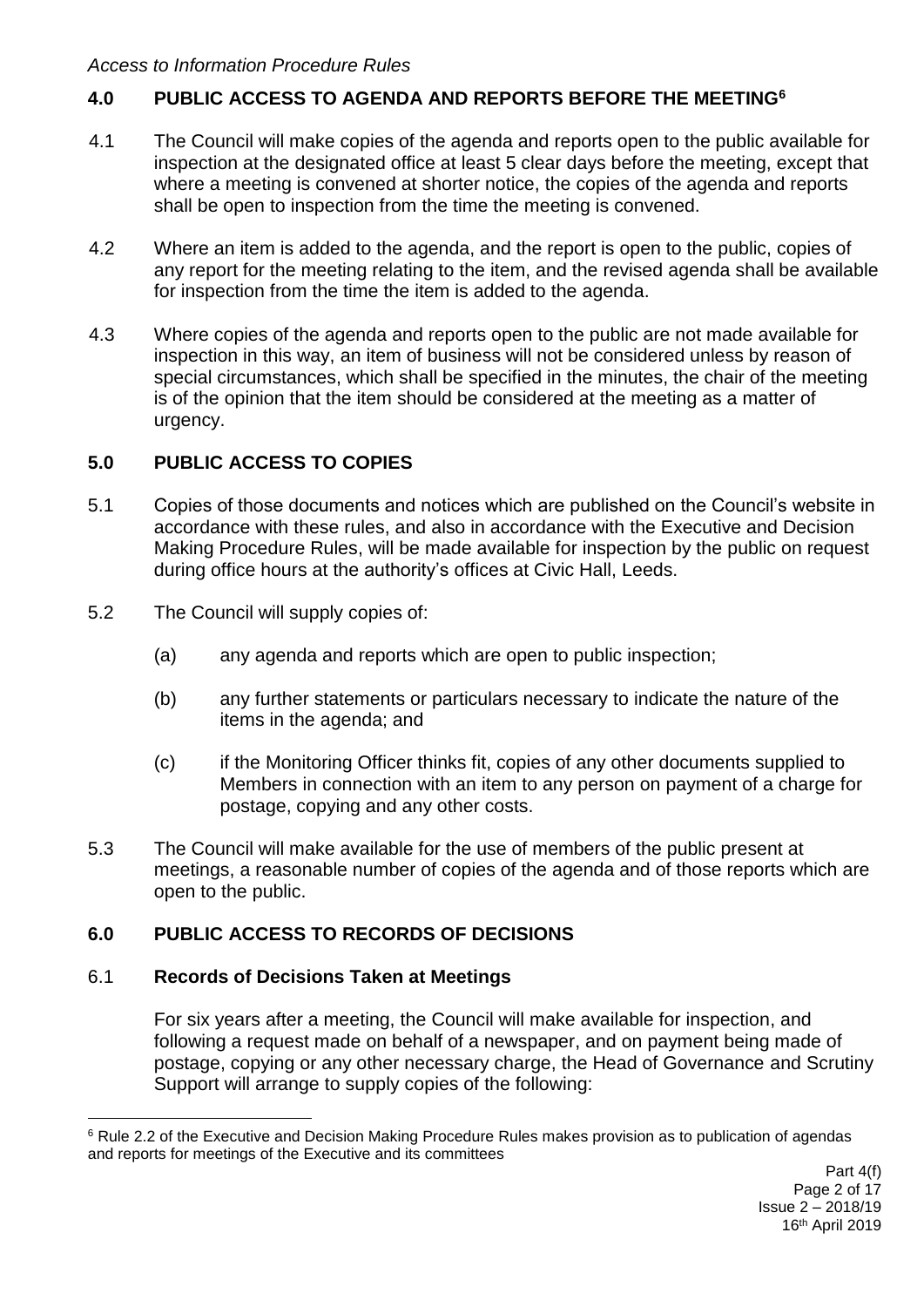## 4.0 PUBLIC ACCESS TO AGENDA AND REPORTS BEFORE THE MEETING[6]

4.1 The Council will make copies of the agenda and reports open to the public available for inspection at the designated office at least 5 clear days before the meeting, except that where a meeting is convened at shorter notice, the copies of the agenda and reports shall be open to inspection from the time the meeting is convened.

4.2 Where an item is added to the agenda, and the report is open to the public, copies of any report for the meeting relating to the item, and the revised agenda shall be available for inspection from the time the item is added to the agenda.

4.3 Where copies of the agenda and reports open to the public are not made available for inspection in this way, an item of business will not be considered unless by reason of special circumstances, which shall be specified in the minutes, the chair of the meeting is of the opinion that the item should be considered at the meeting as a matter of urgency.

## 5.0 PUBLIC ACCESS TO COPIES

5.1 Copies of those documents and notices which are published on the Council's website in accordance with these rules, and also in accordance with the Executive and Decision Making Procedure Rules, will be made available for inspection by the public on request during office hours at the authority's offices at Civic Hall, Leeds.

5.2 The Council will supply copies of:

(a) any agenda and reports which are open to public inspection;

(b) any further statements or particulars necessary to indicate the nature of the items in the agenda; and

(c) if the Monitoring Officer thinks fit, copies of any other documents supplied to Members in connection with an item to any person on payment of a charge for postage, copying and any other costs.

5.3 The Council will make available for the use of members of the public present at meetings, a reasonable number of copies of the agenda and of those reports which are open to the public.

## 6.0 PUBLIC ACCESS TO RECORDS OF DECISIONS

### 6.1 Records of Decisions Taken at Meetings

For six years after a meeting, the Council will make available for inspection, and following a request made on behalf of a newspaper, and on payment being made of postage, copying or any other necessary charge, the Head of Governance and Scrutiny Support will arrange to supply copies of the following:

---

[6] Rule 2.2 of the Executive and Decision Making Procedure Rules makes provision as to publication of agendas and reports for meetings of the Executive and its committees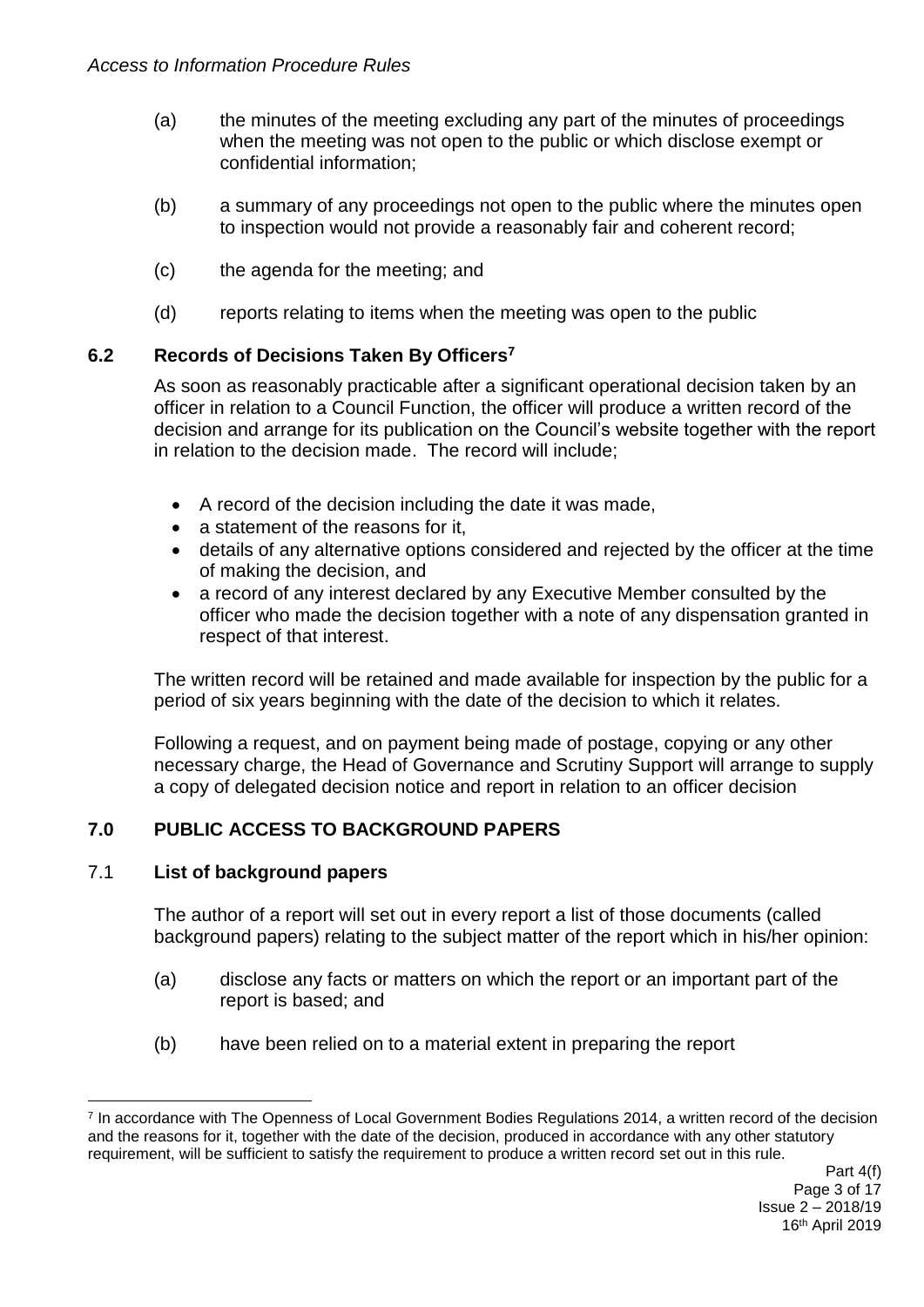(a) the minutes of the meeting excluding any part of the minutes of proceedings when the meeting was not open to the public or which disclose exempt or confidential information;

(b) a summary of any proceedings not open to the public where the minutes open to inspection would not provide a reasonably fair and coherent record;

(c) the agenda for the meeting; and

(d) reports relating to items when the meeting was open to the public

### 6.2 Records of Decisions Taken By Officers[7]

As soon as reasonably practicable after a significant operational decision taken by an officer in relation to a Council Function, the officer will produce a written record of the decision and arrange for its publication on the Council's website together with the report in relation to the decision made. The record will include;

- A record of the decision including the date it was made,
- a statement of the reasons for it,
- details of any alternative options considered and rejected by the officer at the time of making the decision, and
- a record of any interest declared by any Executive Member consulted by the officer who made the decision together with a note of any dispensation granted in respect of that interest.

The written record will be retained and made available for inspection by the public for a period of six years beginning with the date of the decision to which it relates.

Following a request, and on payment being made of postage, copying or any other necessary charge, the Head of Governance and Scrutiny Support will arrange to supply a copy of delegated decision notice and report in relation to an officer decision

## 7.0 PUBLIC ACCESS TO BACKGROUND PAPERS

### 7.1 List of background papers

The author of a report will set out in every report a list of those documents (called background papers) relating to the subject matter of the report which in his/her opinion:

(a) disclose any facts or matters on which the report or an important part of the report is based; and

(b) have been relied on to a material extent in preparing the report

---

[7] In accordance with The Openness of Local Government Bodies Regulations 2014, a written record of the decision and the reasons for it, together with the date of the decision, produced in accordance with any other statutory requirement, will be sufficient to satisfy the requirement to produce a written record set out in this rule.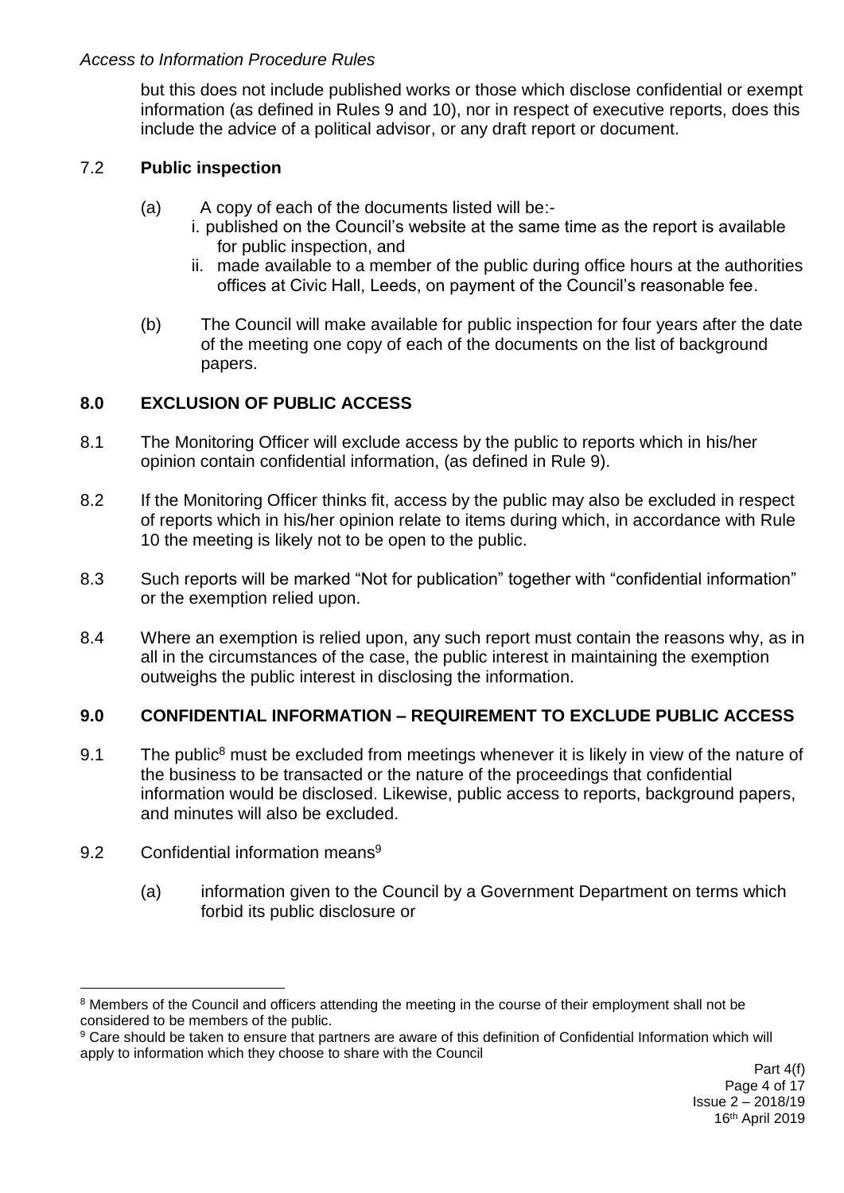but this does not include published works or those which disclose confidential or exempt information (as defined in Rules 9 and 10), nor in respect of executive reports, does this include the advice of a political advisor, or any draft report or document.

## 7.2 **Public inspection**

(a) A copy of each of the documents listed will be:-

   i. published on the Council's website at the same time as the report is available for public inspection, and

   ii. made available to a member of the public during office hours at the authorities offices at Civic Hall, Leeds, on payment of the Council's reasonable fee.

(b) The Council will make available for public inspection for four years after the date of the meeting one copy of each of the documents on the list of background papers.

## **8.0 EXCLUSION OF PUBLIC ACCESS**

8.1 The Monitoring Officer will exclude access by the public to reports which in his/her opinion contain confidential information, (as defined in Rule 9).

8.2 If the Monitoring Officer thinks fit, access by the public may also be excluded in respect of reports which in his/her opinion relate to items during which, in accordance with Rule 10 the meeting is likely not to be open to the public.

8.3 Such reports will be marked "Not for publication" together with "confidential information" or the exemption relied upon.

8.4 Where an exemption is relied upon, any such report must contain the reasons why, as in all in the circumstances of the case, the public interest in maintaining the exemption outweighs the public interest in disclosing the information.

## **9.0 CONFIDENTIAL INFORMATION – REQUIREMENT TO EXCLUDE PUBLIC ACCESS**

9.1 The public[8] must be excluded from meetings whenever it is likely in view of the nature of the business to be transacted or the nature of the proceedings that confidential information would be disclosed. Likewise, public access to reports, background papers, and minutes will also be excluded.

9.2 Confidential information means[9]

(a) information given to the Council by a Government Department on terms which forbid its public disclosure or

---

[8] Members of the Council and officers attending the meeting in the course of their employment shall not be considered to be members of the public.

[9] Care should be taken to ensure that partners are aware of this definition of Confidential Information which will apply to information which they choose to share with the Council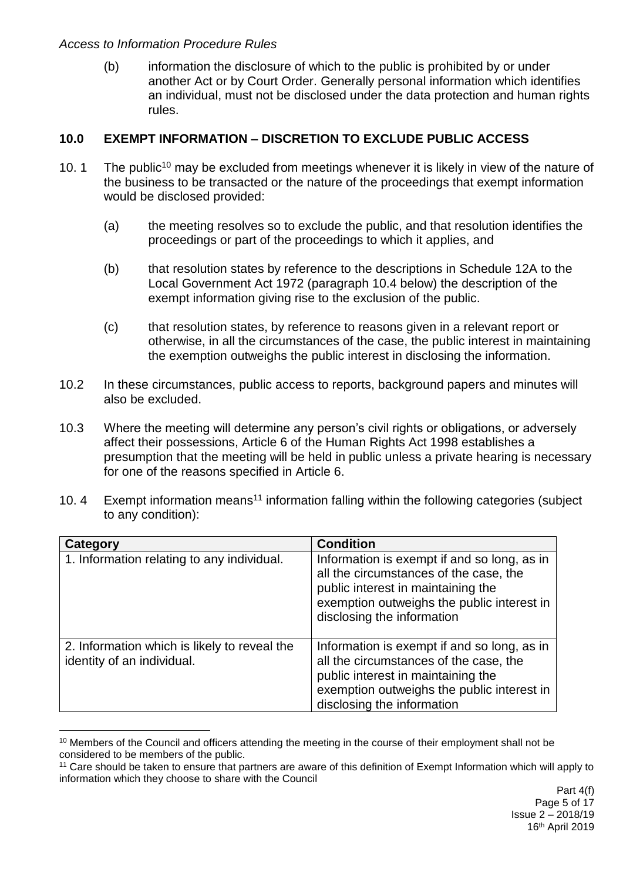(b) information the disclosure of which to the public is prohibited by or under another Act or by Court Order. Generally personal information which identifies an individual, must not be disclosed under the data protection and human rights rules.

## 10.0 EXEMPT INFORMATION – DISCRETION TO EXCLUDE PUBLIC ACCESS

10. 1 The public[10] may be excluded from meetings whenever it is likely in view of the nature of the business to be transacted or the nature of the proceedings that exempt information would be disclosed provided:

(a) the meeting resolves so to exclude the public, and that resolution identifies the proceedings or part of the proceedings to which it applies, and

(b) that resolution states by reference to the descriptions in Schedule 12A to the Local Government Act 1972 (paragraph 10.4 below) the description of the exempt information giving rise to the exclusion of the public.

(c) that resolution states, by reference to reasons given in a relevant report or otherwise, in all the circumstances of the case, the public interest in maintaining the exemption outweighs the public interest in disclosing the information.

10.2 In these circumstances, public access to reports, background papers and minutes will also be excluded.

10.3 Where the meeting will determine any person's civil rights or obligations, or adversely affect their possessions, Article 6 of the Human Rights Act 1998 establishes a presumption that the meeting will be held in public unless a private hearing is necessary for one of the reasons specified in Article 6.

10. 4 Exempt information means[11] information falling within the following categories (subject to any condition):

| Category | Condition |
|---|---|
| 1. Information relating to any individual. | Information is exempt if and so long, as in all the circumstances of the case, the public interest in maintaining the exemption outweighs the public interest in disclosing the information |
| 2. Information which is likely to reveal the identity of an individual. | Information is exempt if and so long, as in all the circumstances of the case, the public interest in maintaining the exemption outweighs the public interest in disclosing the information |

[10] Members of the Council and officers attending the meeting in the course of their employment shall not be considered to be members of the public.

[11] Care should be taken to ensure that partners are aware of this definition of Exempt Information which will apply to information which they choose to share with the Council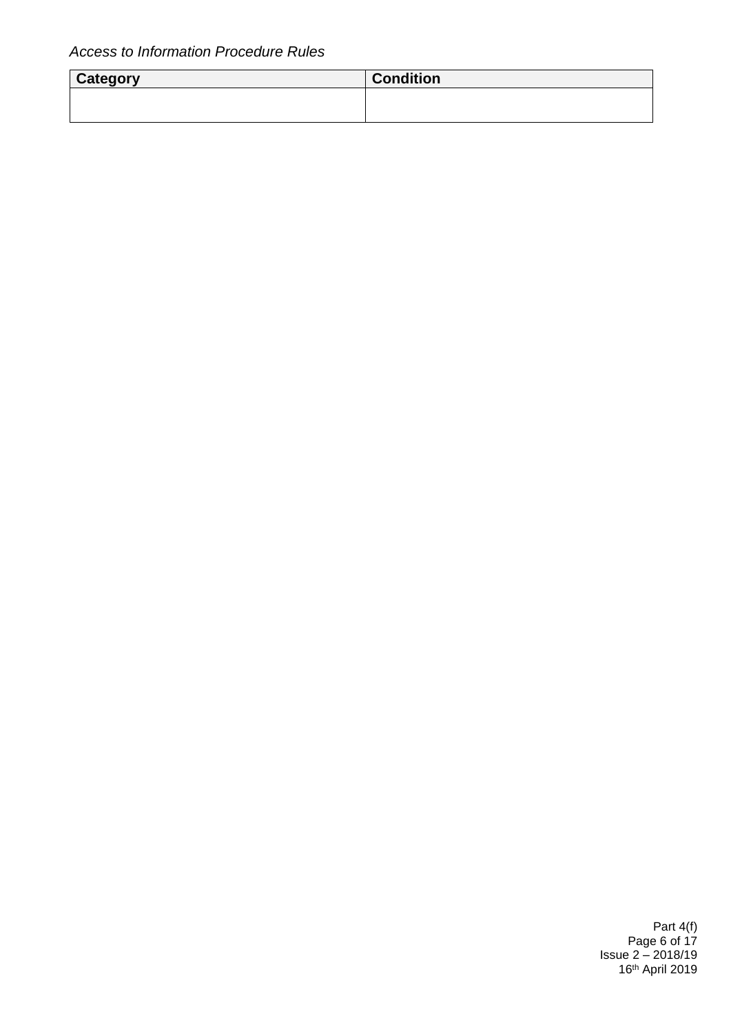| Category | Condition |
| --- | --- |
| | |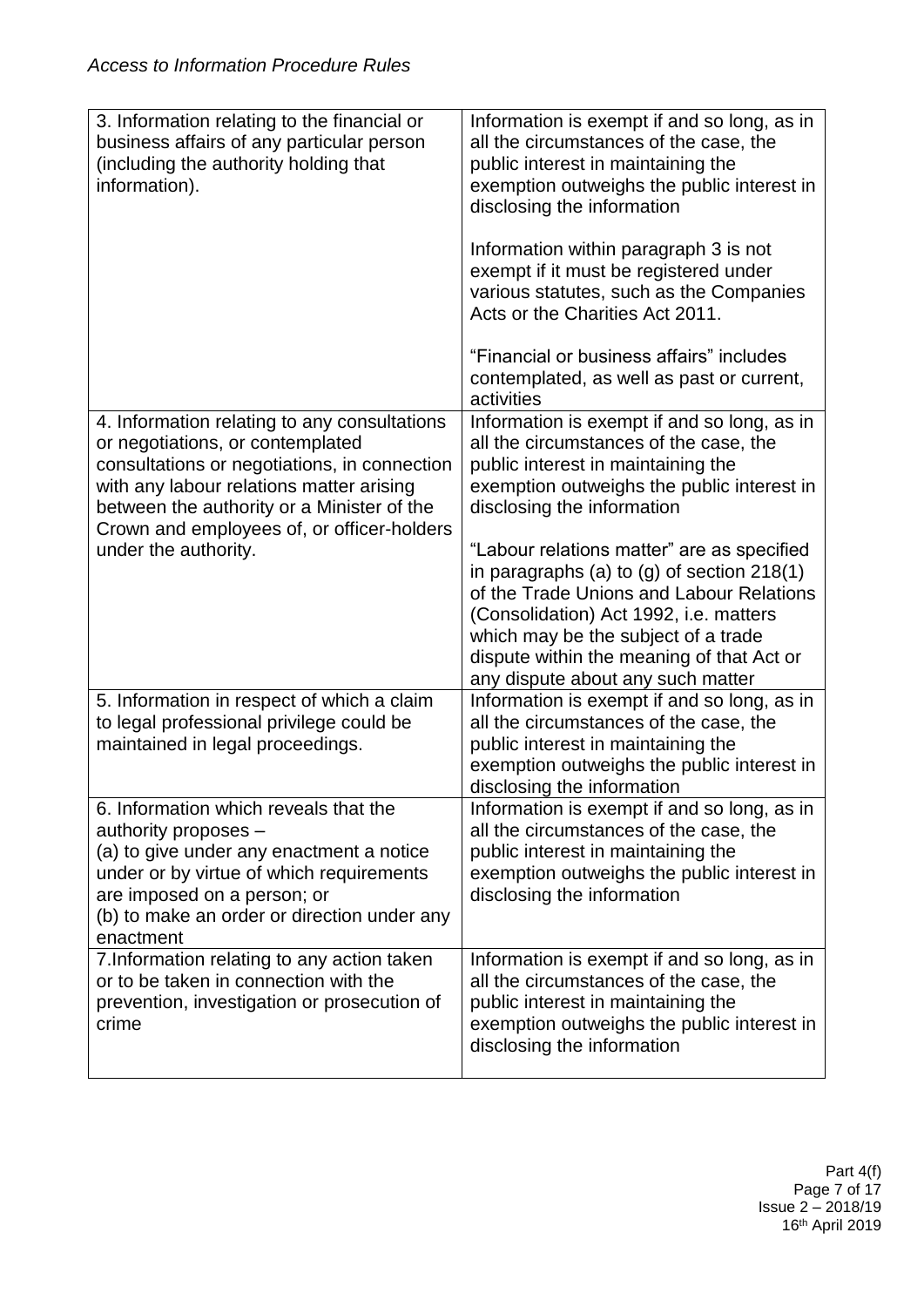| | |
|---|---|
| 3. Information relating to the financial or business affairs of any particular person (including the authority holding that information). | Information is exempt if and so long, as in all the circumstances of the case, the public interest in maintaining the exemption outweighs the public interest in disclosing the information<br><br>Information within paragraph 3 is not exempt if it must be registered under various statutes, such as the Companies Acts or the Charities Act 2011.<br><br>"Financial or business affairs" includes contemplated, as well as past or current, activities |
| 4. Information relating to any consultations or negotiations, or contemplated consultations or negotiations, in connection with any labour relations matter arising between the authority or a Minister of the Crown and employees of, or officer-holders under the authority. | Information is exempt if and so long, as in all the circumstances of the case, the public interest in maintaining the exemption outweighs the public interest in disclosing the information<br><br>"Labour relations matter" are as specified in paragraphs (a) to (g) of section 218(1) of the Trade Unions and Labour Relations (Consolidation) Act 1992, i.e. matters which may be the subject of a trade dispute within the meaning of that Act or any dispute about any such matter |
| 5. Information in respect of which a claim to legal professional privilege could be maintained in legal proceedings. | Information is exempt if and so long, as in all the circumstances of the case, the public interest in maintaining the exemption outweighs the public interest in disclosing the information |
| 6. Information which reveals that the authority proposes –<br>(a) to give under any enactment a notice under or by virtue of which requirements are imposed on a person; or<br>(b) to make an order or direction under any enactment | Information is exempt if and so long, as in all the circumstances of the case, the public interest in maintaining the exemption outweighs the public interest in disclosing the information |
| 7.Information relating to any action taken or to be taken in connection with the prevention, investigation or prosecution of crime | Information is exempt if and so long, as in all the circumstances of the case, the public interest in maintaining the exemption outweighs the public interest in disclosing the information |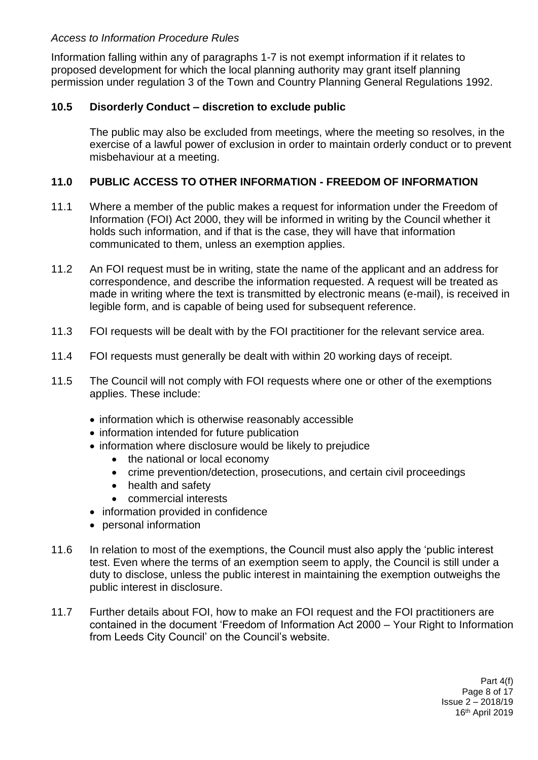*Access to Information Procedure Rules*

Information falling within any of paragraphs 1-7 is not exempt information if it relates to proposed development for which the local planning authority may grant itself planning permission under regulation 3 of the Town and Country Planning General Regulations 1992.

### 10.5 Disorderly Conduct – discretion to exclude public

The public may also be excluded from meetings, where the meeting so resolves, in the exercise of a lawful power of exclusion in order to maintain orderly conduct or to prevent misbehaviour at a meeting.

## 11.0 PUBLIC ACCESS TO OTHER INFORMATION - FREEDOM OF INFORMATION

11.1 Where a member of the public makes a request for information under the Freedom of Information (FOI) Act 2000, they will be informed in writing by the Council whether it holds such information, and if that is the case, they will have that information communicated to them, unless an exemption applies.

11.2 An FOI request must be in writing, state the name of the applicant and an address for correspondence, and describe the information requested. A request will be treated as made in writing where the text is transmitted by electronic means (e-mail), is received in legible form, and is capable of being used for subsequent reference.

11.3 FOI requests will be dealt with by the FOI practitioner for the relevant service area.

11.4 FOI requests must generally be dealt with within 20 working days of receipt.

11.5 The Council will not comply with FOI requests where one or other of the exemptions applies. These include:

- information which is otherwise reasonably accessible
- information intended for future publication
- information where disclosure would be likely to prejudice
  - the national or local economy
  - crime prevention/detection, prosecutions, and certain civil proceedings
  - health and safety
  - commercial interests
- information provided in confidence
- personal information

11.6 In relation to most of the exemptions, the Council must also apply the 'public interest test. Even where the terms of an exemption seem to apply, the Council is still under a duty to disclose, unless the public interest in maintaining the exemption outweighs the public interest in disclosure.

11.7 Further details about FOI, how to make an FOI request and the FOI practitioners are contained in the document 'Freedom of Information Act 2000 – Your Right to Information from Leeds City Council' on the Council's website.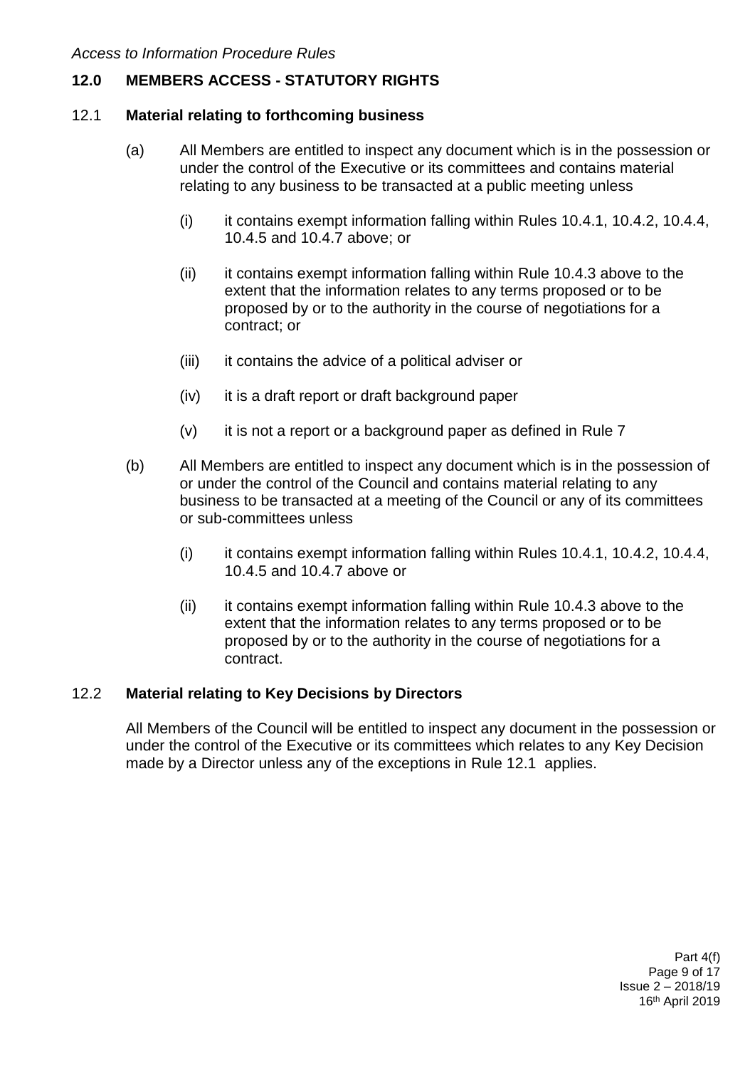## 12.0 MEMBERS ACCESS - STATUTORY RIGHTS

### 12.1 Material relating to forthcoming business

(a) All Members are entitled to inspect any document which is in the possession or under the control of the Executive or its committees and contains material relating to any business to be transacted at a public meeting unless

(i) it contains exempt information falling within Rules 10.4.1, 10.4.2, 10.4.4, 10.4.5 and 10.4.7 above; or

(ii) it contains exempt information falling within Rule 10.4.3 above to the extent that the information relates to any terms proposed or to be proposed by or to the authority in the course of negotiations for a contract; or

(iii) it contains the advice of a political adviser or

(iv) it is a draft report or draft background paper

(v) it is not a report or a background paper as defined in Rule 7

(b) All Members are entitled to inspect any document which is in the possession of or under the control of the Council and contains material relating to any business to be transacted at a meeting of the Council or any of its committees or sub-committees unless

(i) it contains exempt information falling within Rules 10.4.1, 10.4.2, 10.4.4, 10.4.5 and 10.4.7 above or

(ii) it contains exempt information falling within Rule 10.4.3 above to the extent that the information relates to any terms proposed or to be proposed by or to the authority in the course of negotiations for a contract.

### 12.2 Material relating to Key Decisions by Directors

All Members of the Council will be entitled to inspect any document in the possession or under the control of the Executive or its committees which relates to any Key Decision made by a Director unless any of the exceptions in Rule 12.1 applies.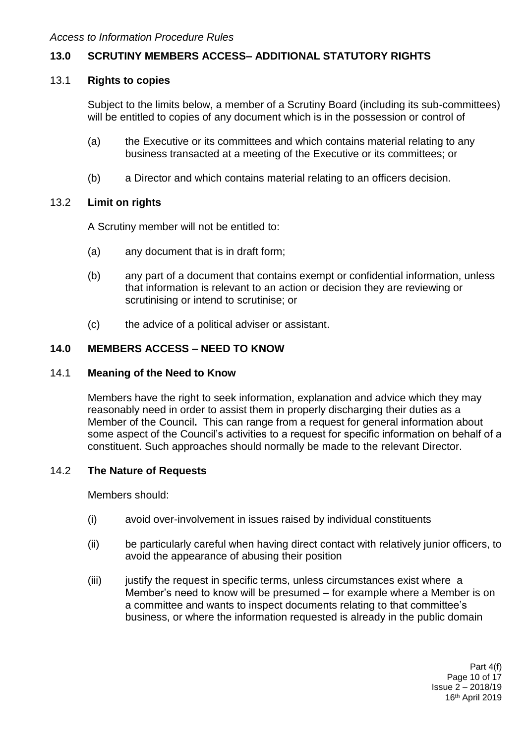## 13.0 SCRUTINY MEMBERS ACCESS– ADDITIONAL STATUTORY RIGHTS

### 13.1 Rights to copies

Subject to the limits below, a member of a Scrutiny Board (including its sub-committees) will be entitled to copies of any document which is in the possession or control of

(a) the Executive or its committees and which contains material relating to any business transacted at a meeting of the Executive or its committees; or

(b) a Director and which contains material relating to an officers decision.

### 13.2 Limit on rights

A Scrutiny member will not be entitled to:

(a) any document that is in draft form;

(b) any part of a document that contains exempt or confidential information, unless that information is relevant to an action or decision they are reviewing or scrutinising or intend to scrutinise; or

(c) the advice of a political adviser or assistant.

## 14.0 MEMBERS ACCESS – NEED TO KNOW

### 14.1 Meaning of the Need to Know

Members have the right to seek information, explanation and advice which they may reasonably need in order to assist them in properly discharging their duties as a Member of the Council**.** This can range from a request for general information about some aspect of the Council's activities to a request for specific information on behalf of a constituent. Such approaches should normally be made to the relevant Director.

### 14.2 The Nature of Requests

Members should:

(i) avoid over-involvement in issues raised by individual constituents

(ii) be particularly careful when having direct contact with relatively junior officers, to avoid the appearance of abusing their position

(iii) justify the request in specific terms, unless circumstances exist where a Member's need to know will be presumed – for example where a Member is on a committee and wants to inspect documents relating to that committee's business, or where the information requested is already in the public domain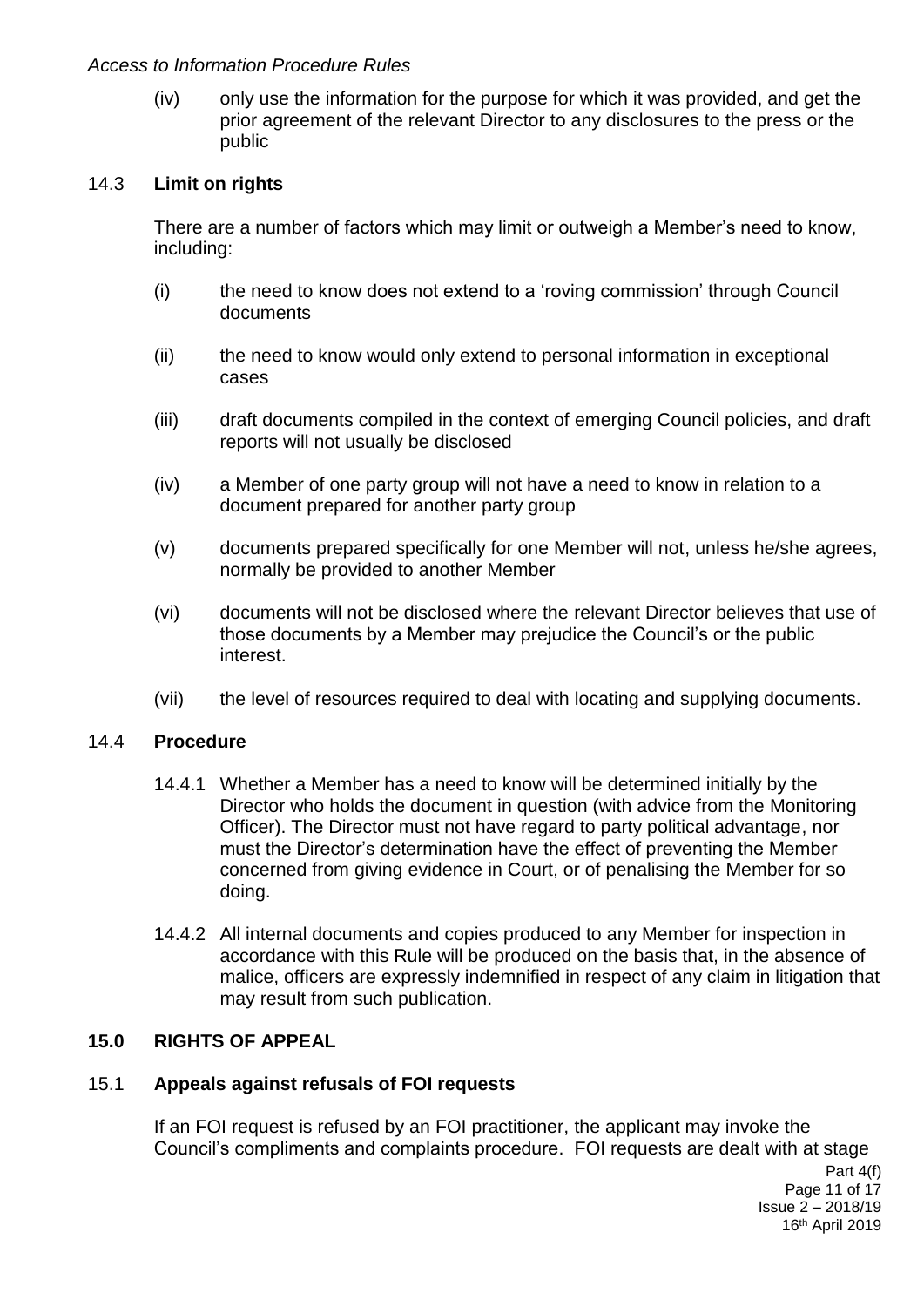(iv) only use the information for the purpose for which it was provided, and get the prior agreement of the relevant Director to any disclosures to the press or the public

### 14.3 Limit on rights

There are a number of factors which may limit or outweigh a Member's need to know, including:

(i) the need to know does not extend to a 'roving commission' through Council documents

(ii) the need to know would only extend to personal information in exceptional cases

(iii) draft documents compiled in the context of emerging Council policies, and draft reports will not usually be disclosed

(iv) a Member of one party group will not have a need to know in relation to a document prepared for another party group

(v) documents prepared specifically for one Member will not, unless he/she agrees, normally be provided to another Member

(vi) documents will not be disclosed where the relevant Director believes that use of those documents by a Member may prejudice the Council's or the public interest.

(vii) the level of resources required to deal with locating and supplying documents.

### 14.4 Procedure

14.4.1 Whether a Member has a need to know will be determined initially by the Director who holds the document in question (with advice from the Monitoring Officer). The Director must not have regard to party political advantage, nor must the Director's determination have the effect of preventing the Member concerned from giving evidence in Court, or of penalising the Member for so doing.

14.4.2 All internal documents and copies produced to any Member for inspection in accordance with this Rule will be produced on the basis that, in the absence of malice, officers are expressly indemnified in respect of any claim in litigation that may result from such publication.

## 15.0 RIGHTS OF APPEAL

### 15.1 Appeals against refusals of FOI requests

If an FOI request is refused by an FOI practitioner, the applicant may invoke the Council's compliments and complaints procedure. FOI requests are dealt with at stage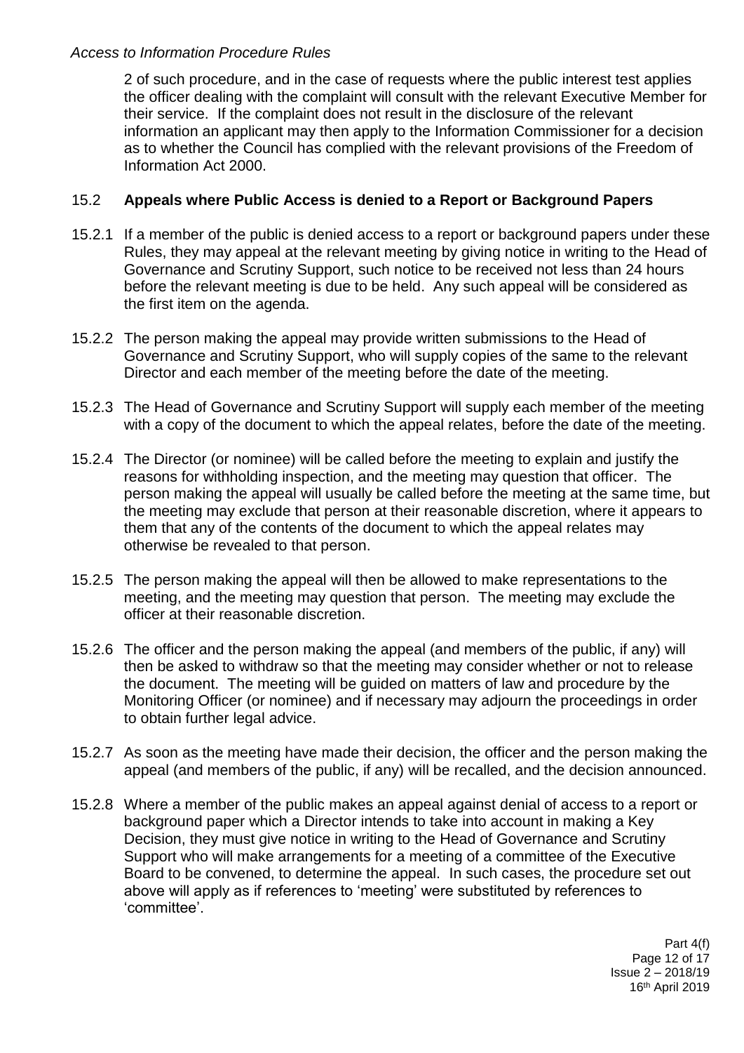2 of such procedure, and in the case of requests where the public interest test applies the officer dealing with the complaint will consult with the relevant Executive Member for their service. If the complaint does not result in the disclosure of the relevant information an applicant may then apply to the Information Commissioner for a decision as to whether the Council has complied with the relevant provisions of the Freedom of Information Act 2000.

### 15.2 Appeals where Public Access is denied to a Report or Background Papers

15.2.1 If a member of the public is denied access to a report or background papers under these Rules, they may appeal at the relevant meeting by giving notice in writing to the Head of Governance and Scrutiny Support, such notice to be received not less than 24 hours before the relevant meeting is due to be held. Any such appeal will be considered as the first item on the agenda.

15.2.2 The person making the appeal may provide written submissions to the Head of Governance and Scrutiny Support, who will supply copies of the same to the relevant Director and each member of the meeting before the date of the meeting.

15.2.3 The Head of Governance and Scrutiny Support will supply each member of the meeting with a copy of the document to which the appeal relates, before the date of the meeting.

15.2.4 The Director (or nominee) will be called before the meeting to explain and justify the reasons for withholding inspection, and the meeting may question that officer. The person making the appeal will usually be called before the meeting at the same time, but the meeting may exclude that person at their reasonable discretion, where it appears to them that any of the contents of the document to which the appeal relates may otherwise be revealed to that person.

15.2.5 The person making the appeal will then be allowed to make representations to the meeting, and the meeting may question that person. The meeting may exclude the officer at their reasonable discretion.

15.2.6 The officer and the person making the appeal (and members of the public, if any) will then be asked to withdraw so that the meeting may consider whether or not to release the document. The meeting will be guided on matters of law and procedure by the Monitoring Officer (or nominee) and if necessary may adjourn the proceedings in order to obtain further legal advice.

15.2.7 As soon as the meeting have made their decision, the officer and the person making the appeal (and members of the public, if any) will be recalled, and the decision announced.

15.2.8 Where a member of the public makes an appeal against denial of access to a report or background paper which a Director intends to take into account in making a Key Decision, they must give notice in writing to the Head of Governance and Scrutiny Support who will make arrangements for a meeting of a committee of the Executive Board to be convened, to determine the appeal. In such cases, the procedure set out above will apply as if references to 'meeting' were substituted by references to 'committee'.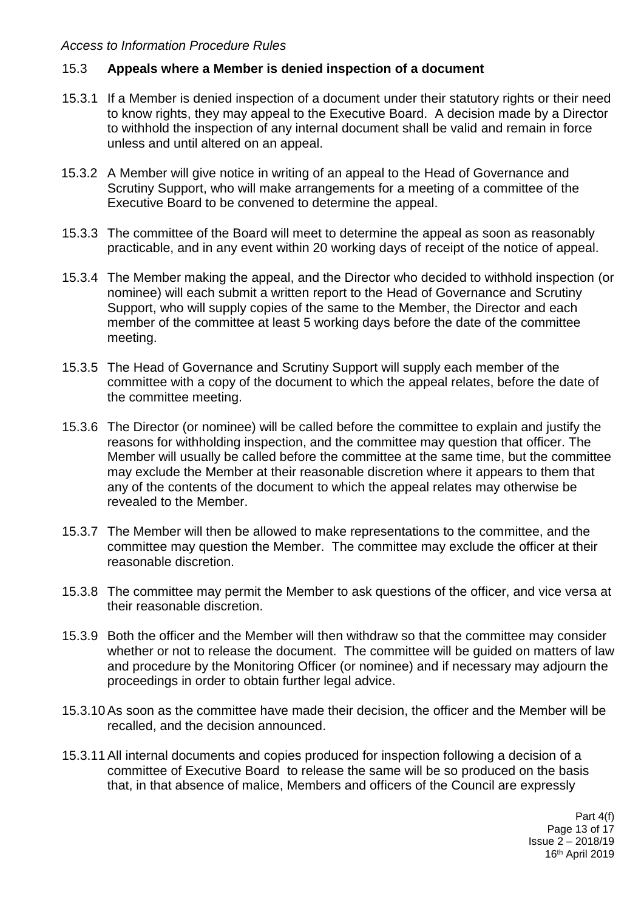### 15.3 Appeals where a Member is denied inspection of a document

15.3.1 If a Member is denied inspection of a document under their statutory rights or their need to know rights, they may appeal to the Executive Board. A decision made by a Director to withhold the inspection of any internal document shall be valid and remain in force unless and until altered on an appeal.

15.3.2 A Member will give notice in writing of an appeal to the Head of Governance and Scrutiny Support, who will make arrangements for a meeting of a committee of the Executive Board to be convened to determine the appeal.

15.3.3 The committee of the Board will meet to determine the appeal as soon as reasonably practicable, and in any event within 20 working days of receipt of the notice of appeal.

15.3.4 The Member making the appeal, and the Director who decided to withhold inspection (or nominee) will each submit a written report to the Head of Governance and Scrutiny Support, who will supply copies of the same to the Member, the Director and each member of the committee at least 5 working days before the date of the committee meeting.

15.3.5 The Head of Governance and Scrutiny Support will supply each member of the committee with a copy of the document to which the appeal relates, before the date of the committee meeting.

15.3.6 The Director (or nominee) will be called before the committee to explain and justify the reasons for withholding inspection, and the committee may question that officer. The Member will usually be called before the committee at the same time, but the committee may exclude the Member at their reasonable discretion where it appears to them that any of the contents of the document to which the appeal relates may otherwise be revealed to the Member.

15.3.7 The Member will then be allowed to make representations to the committee, and the committee may question the Member. The committee may exclude the officer at their reasonable discretion.

15.3.8 The committee may permit the Member to ask questions of the officer, and vice versa at their reasonable discretion.

15.3.9 Both the officer and the Member will then withdraw so that the committee may consider whether or not to release the document. The committee will be guided on matters of law and procedure by the Monitoring Officer (or nominee) and if necessary may adjourn the proceedings in order to obtain further legal advice.

15.3.10 As soon as the committee have made their decision, the officer and the Member will be recalled, and the decision announced.

15.3.11 All internal documents and copies produced for inspection following a decision of a committee of Executive Board to release the same will be so produced on the basis that, in that absence of malice, Members and officers of the Council are expressly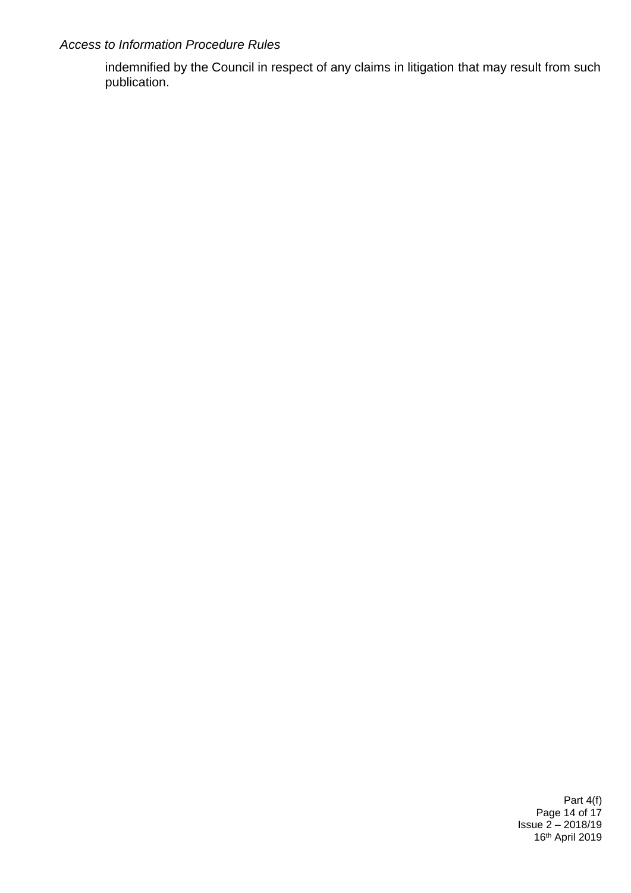indemnified by the Council in respect of any claims in litigation that may result from such publication.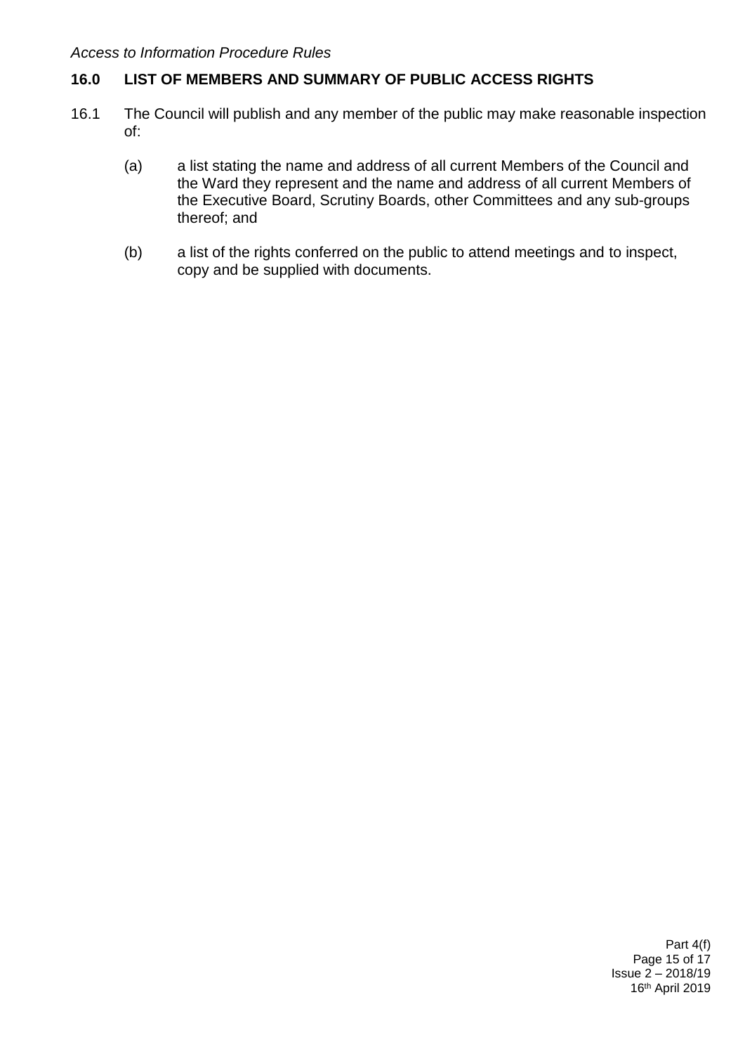## 16.0 LIST OF MEMBERS AND SUMMARY OF PUBLIC ACCESS RIGHTS

16.1 The Council will publish and any member of the public may make reasonable inspection of:

(a) a list stating the name and address of all current Members of the Council and the Ward they represent and the name and address of all current Members of the Executive Board, Scrutiny Boards, other Committees and any sub-groups thereof; and

(b) a list of the rights conferred on the public to attend meetings and to inspect, copy and be supplied with documents.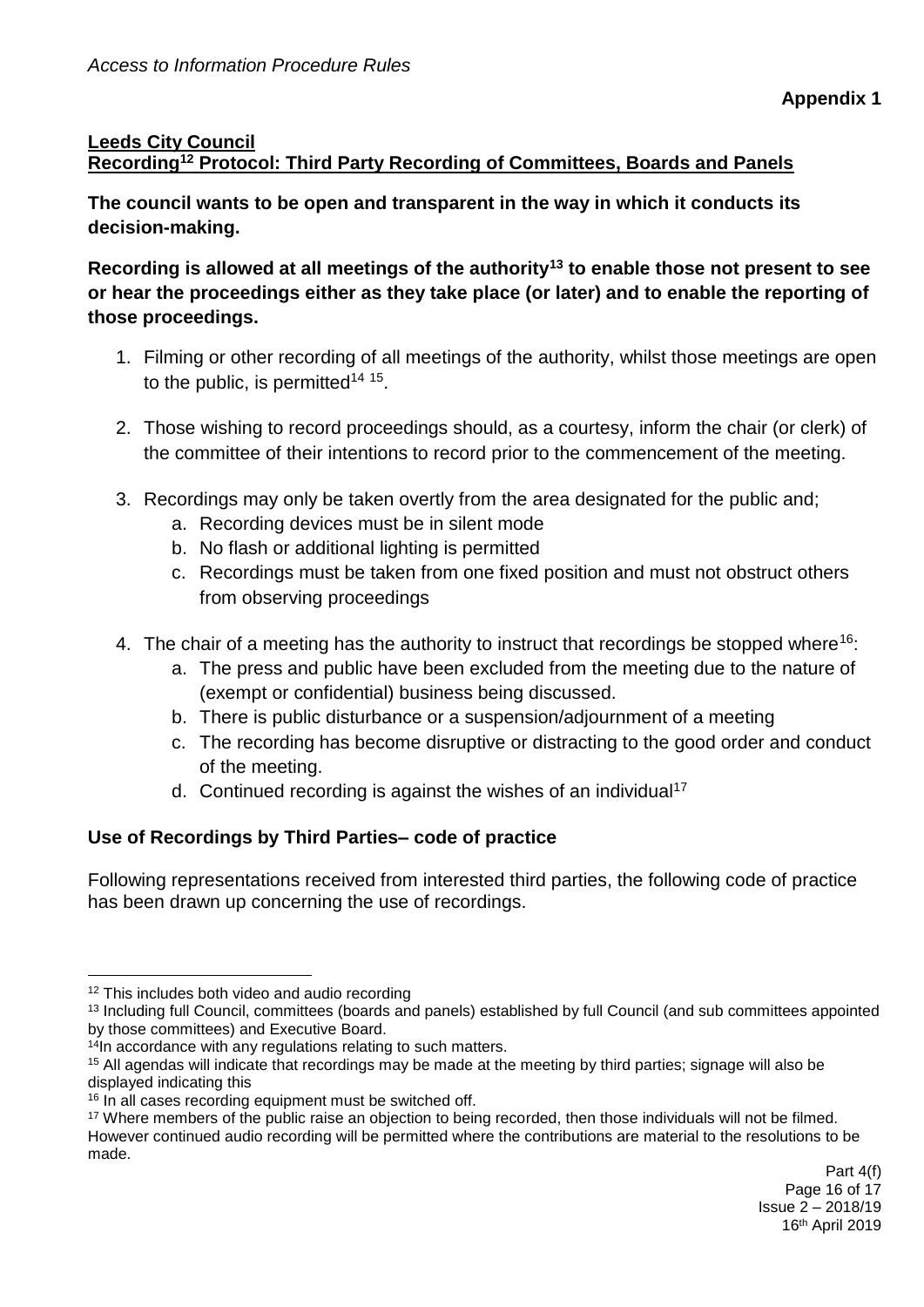**Appendix 1**

**Leeds City Council**
**Recording[12] Protocol: Third Party Recording of Committees, Boards and Panels**

**The council wants to be open and transparent in the way in which it conducts its decision-making.**

**Recording is allowed at all meetings of the authority[13] to enable those not present to see or hear the proceedings either as they take place (or later) and to enable the reporting of those proceedings.**

1. Filming or other recording of all meetings of the authority, whilst those meetings are open to the public, is permitted[14 15].
2. Those wishing to record proceedings should, as a courtesy, inform the chair (or clerk) of the committee of their intentions to record prior to the commencement of the meeting.
3. Recordings may only be taken overtly from the area designated for the public and;
   a. Recording devices must be in silent mode
   b. No flash or additional lighting is permitted
   c. Recordings must be taken from one fixed position and must not obstruct others from observing proceedings
4. The chair of a meeting has the authority to instruct that recordings be stopped where[16]:
   a. The press and public have been excluded from the meeting due to the nature of (exempt or confidential) business being discussed.
   b. There is public disturbance or a suspension/adjournment of a meeting
   c. The recording has become disruptive or distracting to the good order and conduct of the meeting.
   d. Continued recording is against the wishes of an individual[17]

**Use of Recordings by Third Parties– code of practice**

Following representations received from interested third parties, the following code of practice has been drawn up concerning the use of recordings.

---

[12] This includes both video and audio recording

[13] Including full Council, committees (boards and panels) established by full Council (and sub committees appointed by those committees) and Executive Board.

[14] In accordance with any regulations relating to such matters.

[15] All agendas will indicate that recordings may be made at the meeting by third parties; signage will also be displayed indicating this

[16] In all cases recording equipment must be switched off.

[17] Where members of the public raise an objection to being recorded, then those individuals will not be filmed. However continued audio recording will be permitted where the contributions are material to the resolutions to be made.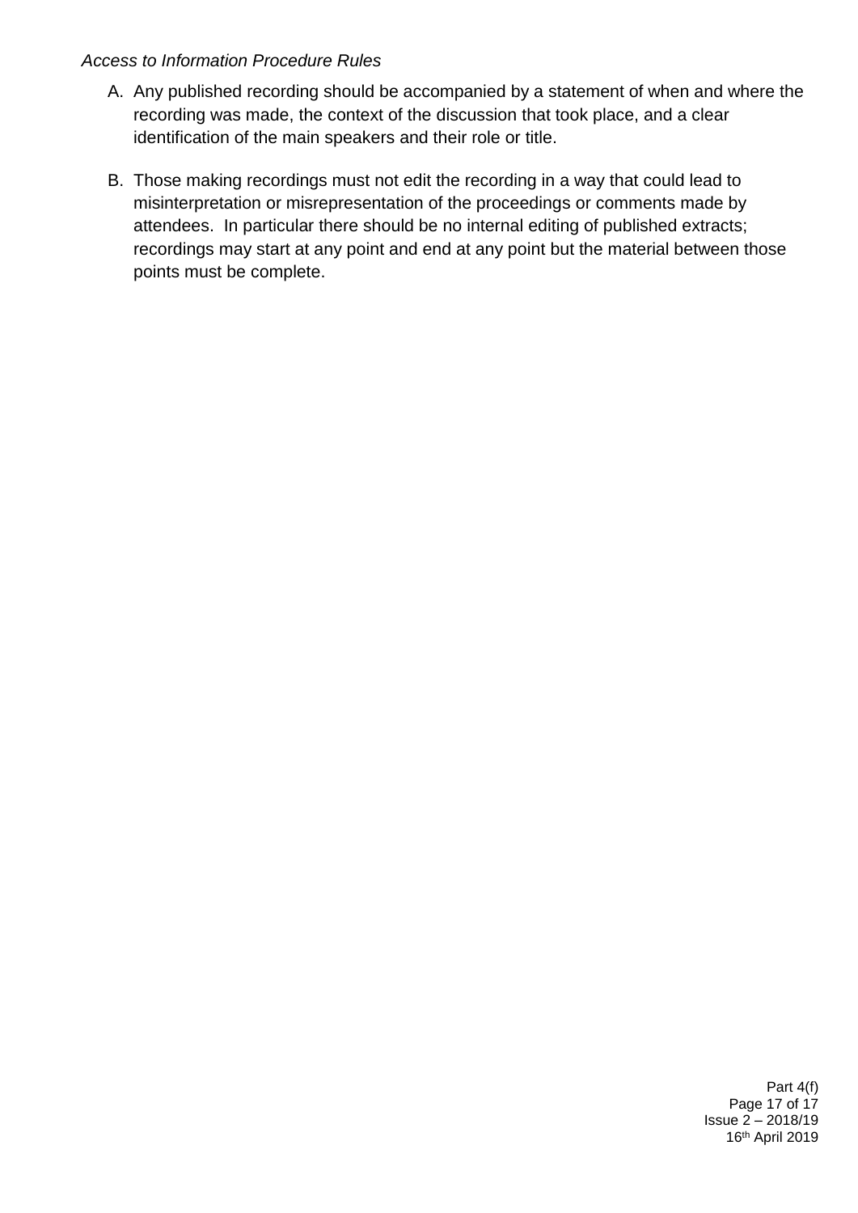*Access to Information Procedure Rules*

A. Any published recording should be accompanied by a statement of when and where the recording was made, the context of the discussion that took place, and a clear identification of the main speakers and their role or title.

B. Those making recordings must not edit the recording in a way that could lead to misinterpretation or misrepresentation of the proceedings or comments made by attendees. In particular there should be no internal editing of published extracts; recordings may start at any point and end at any point but the material between those points must be complete.